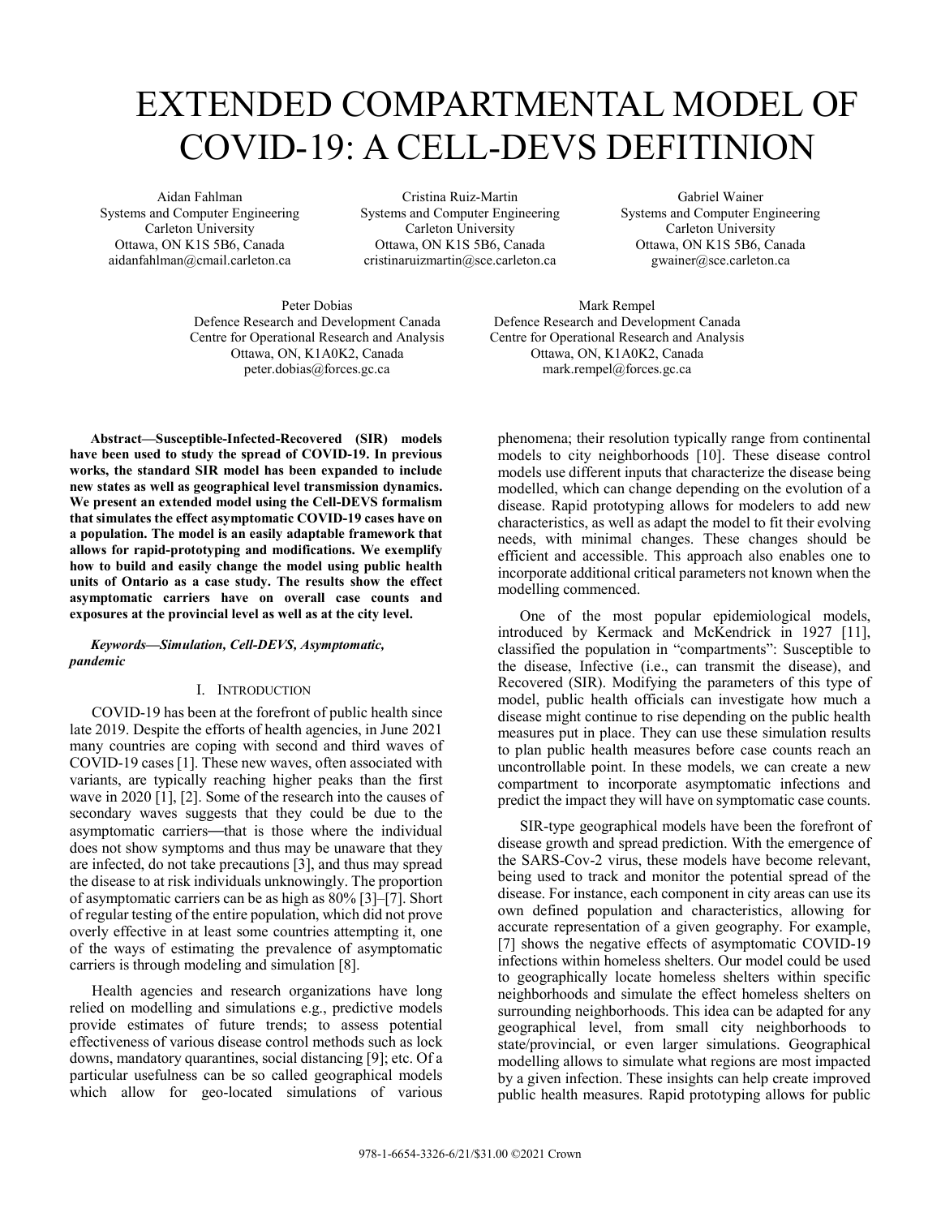# EXTENDED COMPARTMENTAL MODEL OF COVID-19: A CELL-DEVS DEFITINION

Aidan Fahlman
Systems and Computer Engineering
Carleton University
Ottawa, ON K1S 5B6, Canada
aidanfahlman@cmail.carleton.ca

Cristina Ruiz-Martin
Systems and Computer Engineering
Carleton University
Ottawa, ON K1S 5B6, Canada
cristinaruizmartin@sce.carleton.ca

Gabriel Wainer
Systems and Computer Engineering
Carleton University
Ottawa, ON K1S 5B6, Canada
gwainer@sce.carleton.ca

Peter Dobias
Defence Research and Development Canada
Centre for Operational Research and Analysis
Ottawa, ON, K1A0K2, Canada
peter.dobias@forces.gc.ca

Mark Rempel
Defence Research and Development Canada
Centre for Operational Research and Analysis
Ottawa, ON, K1A0K2, Canada
mark.rempel@forces.gc.ca

***Abstract*—Susceptible-Infected-Recovered (SIR) models have been used to study the spread of COVID-19. In previous works, the standard SIR model has been expanded to include new states as well as geographical level transmission dynamics. We present an extended model using the Cell-DEVS formalism that simulates the effect asymptomatic COVID-19 cases have on a population. The model is an easily adaptable framework that allows for rapid-prototyping and modifications. We exemplify how to build and easily change the model using public health units of Ontario as a case study. The results show the effect asymptomatic carriers have on overall case counts and exposures at the provincial level as well as at the city level.**

***Keywords—Simulation, Cell-DEVS, Asymptomatic, pandemic***

## I. INTRODUCTION

COVID-19 has been at the forefront of public health since late 2019. Despite the efforts of health agencies, in June 2021 many countries are coping with second and third waves of COVID-19 cases [1]. These new waves, often associated with variants, are typically reaching higher peaks than the first wave in 2020 [1], [2]. Some of the research into the causes of secondary waves suggests that they could be due to the asymptomatic carriers—that is those where the individual does not show symptoms and thus may be unaware that they are infected, do not take precautions [3], and thus may spread the disease to at risk individuals unknowingly. The proportion of asymptomatic carriers can be as high as 80% [3]–[7]. Short of regular testing of the entire population, which did not prove overly effective in at least some countries attempting it, one of the ways of estimating the prevalence of asymptomatic carriers is through modeling and simulation [8].

Health agencies and research organizations have long relied on modelling and simulations e.g., predictive models provide estimates of future trends; to assess potential effectiveness of various disease control methods such as lock downs, mandatory quarantines, social distancing [9]; etc. Of a particular usefulness can be so called geographical models which allow for geo-located simulations of various phenomena; their resolution typically range from continental models to city neighborhoods [10]. These disease control models use different inputs that characterize the disease being modelled, which can change depending on the evolution of a disease. Rapid prototyping allows for modelers to add new characteristics, as well as adapt the model to fit their evolving needs, with minimal changes. These changes should be efficient and accessible. This approach also enables one to incorporate additional critical parameters not known when the modelling commenced.

One of the most popular epidemiological models, introduced by Kermack and McKendrick in 1927 [11], classified the population in "compartments": Susceptible to the disease, Infective (i.e., can transmit the disease), and Recovered (SIR). Modifying the parameters of this type of model, public health officials can investigate how much a disease might continue to rise depending on the public health measures put in place. They can use these simulation results to plan public health measures before case counts reach an uncontrollable point. In these models, we can create a new compartment to incorporate asymptomatic infections and predict the impact they will have on symptomatic case counts.

SIR-type geographical models have been the forefront of disease growth and spread prediction. With the emergence of the SARS-Cov-2 virus, these models have become relevant, being used to track and monitor the potential spread of the disease. For instance, each component in city areas can use its own defined population and characteristics, allowing for accurate representation of a given geography. For example, [7] shows the negative effects of asymptomatic COVID-19 infections within homeless shelters. Our model could be used to geographically locate homeless shelters within specific neighborhoods and simulate the effect homeless shelters on surrounding neighborhoods. This idea can be adapted for any geographical level, from small city neighborhoods to state/provincial, or even larger simulations. Geographical modelling allows to simulate what regions are most impacted by a given infection. These insights can help create improved public health measures. Rapid prototyping allows for public

978-1-6654-3326-6/21/$31.00 ©2021 Crown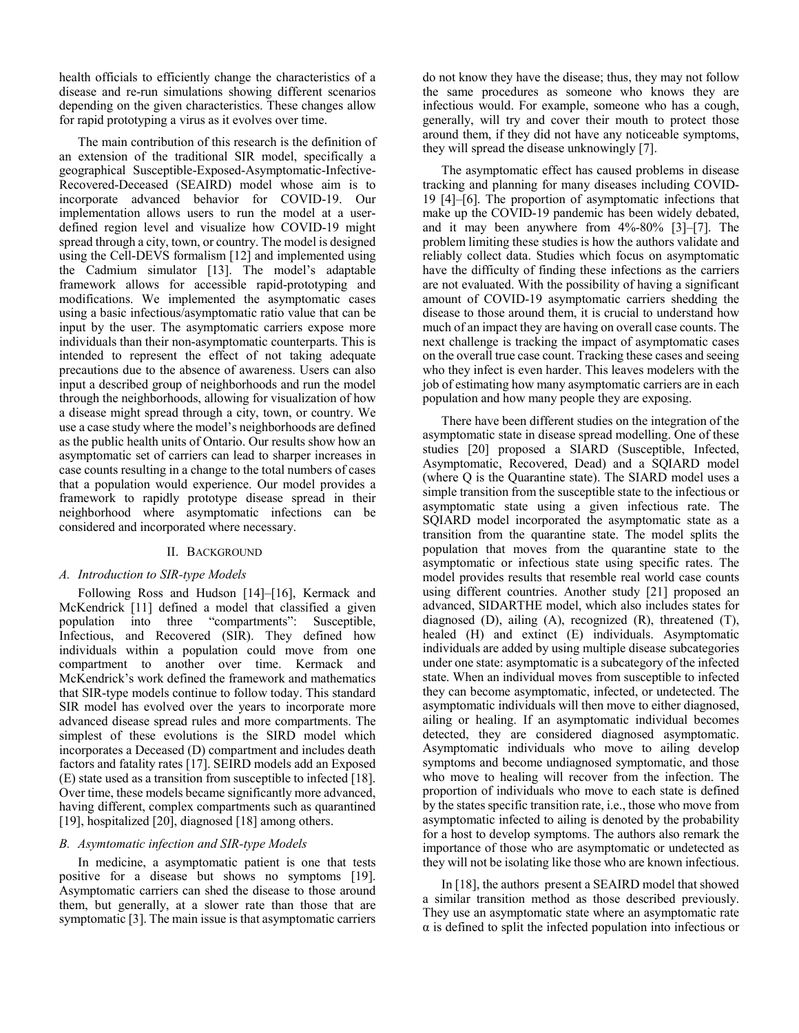health officials to efficiently change the characteristics of a disease and re-run simulations showing different scenarios depending on the given characteristics. These changes allow for rapid prototyping a virus as it evolves over time.

The main contribution of this research is the definition of an extension of the traditional SIR model, specifically a geographical Susceptible-Exposed-Asymptomatic-Infective-Recovered-Deceased (SEAIRD) model whose aim is to incorporate advanced behavior for COVID-19. Our implementation allows users to run the model at a user-defined region level and visualize how COVID-19 might spread through a city, town, or country. The model is designed using the Cell-DEVS formalism [12] and implemented using the Cadmium simulator [13]. The model's adaptable framework allows for accessible rapid-prototyping and modifications. We implemented the asymptomatic cases using a basic infectious/asymptomatic ratio value that can be input by the user. The asymptomatic carriers expose more individuals than their non-asymptomatic counterparts. This is intended to represent the effect of not taking adequate precautions due to the absence of awareness. Users can also input a described group of neighborhoods and run the model through the neighborhoods, allowing for visualization of how a disease might spread through a city, town, or country. We use a case study where the model's neighborhoods are defined as the public health units of Ontario. Our results show how an asymptomatic set of carriers can lead to sharper increases in case counts resulting in a change to the total numbers of cases that a population would experience. Our model provides a framework to rapidly prototype disease spread in their neighborhood where asymptomatic infections can be considered and incorporated where necessary.

## II. Background

### A. Introduction to SIR-type Models

Following Ross and Hudson [14]–[16], Kermack and McKendrick [11] defined a model that classified a given population into three "compartments": Susceptible, Infectious, and Recovered (SIR). They defined how individuals within a population could move from one compartment to another over time. Kermack and McKendrick's work defined the framework and mathematics that SIR-type models continue to follow today. This standard SIR model has evolved over the years to incorporate more advanced disease spread rules and more compartments. The simplest of these evolutions is the SIRD model which incorporates a Deceased (D) compartment and includes death factors and fatality rates [17]. SEIRD models add an Exposed (E) state used as a transition from susceptible to infected [18]. Over time, these models became significantly more advanced, having different, complex compartments such as quarantined [19], hospitalized [20], diagnosed [18] among others.

### B. Asymtomatic infection and SIR-type Models

In medicine, a asymptomatic patient is one that tests positive for a disease but shows no symptoms [19]. Asymptomatic carriers can shed the disease to those around them, but generally, at a slower rate than those that are symptomatic [3]. The main issue is that asymptomatic carriers do not know they have the disease; thus, they may not follow the same procedures as someone who knows they are infectious would. For example, someone who has a cough, generally, will try and cover their mouth to protect those around them, if they did not have any noticeable symptoms, they will spread the disease unknowingly [7].

The asymptomatic effect has caused problems in disease tracking and planning for many diseases including COVID-19 [4]–[6]. The proportion of asymptomatic infections that make up the COVID-19 pandemic has been widely debated, and it may been anywhere from 4%-80% [3]–[7]. The problem limiting these studies is how the authors validate and reliably collect data. Studies which focus on asymptomatic have the difficulty of finding these infections as the carriers are not evaluated. With the possibility of having a significant amount of COVID-19 asymptomatic carriers shedding the disease to those around them, it is crucial to understand how much of an impact they are having on overall case counts. The next challenge is tracking the impact of asymptomatic cases on the overall true case count. Tracking these cases and seeing who they infect is even harder. This leaves modelers with the job of estimating how many asymptomatic carriers are in each population and how many people they are exposing.

There have been different studies on the integration of the asymptomatic state in disease spread modelling. One of these studies [20] proposed a SIARD (Susceptible, Infected, Asymptomatic, Recovered, Dead) and a SQIARD model (where Q is the Quarantine state). The SIARD model uses a simple transition from the susceptible state to the infectious or asymptomatic state using a given infectious rate. The SQIARD model incorporated the asymptomatic state as a transition from the quarantine state. The model splits the population that moves from the quarantine state to the asymptomatic or infectious state using specific rates. The model provides results that resemble real world case counts using different countries. Another study [21] proposed an advanced, SIDARTHE model, which also includes states for diagnosed (D), ailing (A), recognized (R), threatened (T), healed (H) and extinct (E) individuals. Asymptomatic individuals are added by using multiple disease subcategories under one state: asymptomatic is a subcategory of the infected state. When an individual moves from susceptible to infected they can become asymptomatic, infected, or undetected. The asymptomatic individuals will then move to either diagnosed, ailing or healing. If an asymptomatic individual becomes detected, they are considered diagnosed asymptomatic. Asymptomatic individuals who move to ailing develop symptoms and become undiagnosed symptomatic, and those who move to healing will recover from the infection. The proportion of individuals who move to each state is defined by the states specific transition rate, i.e., those who move from asymptomatic infected to ailing is denoted by the probability for a host to develop symptoms. The authors also remark the importance of those who are asymptomatic or undetected as they will not be isolating like those who are known infectious.

In [18], the authors present a SEAIRD model that showed a similar transition method as those described previously. They use an asymptomatic state where an asymptomatic rate $\alpha$ is defined to split the infected population into infectious or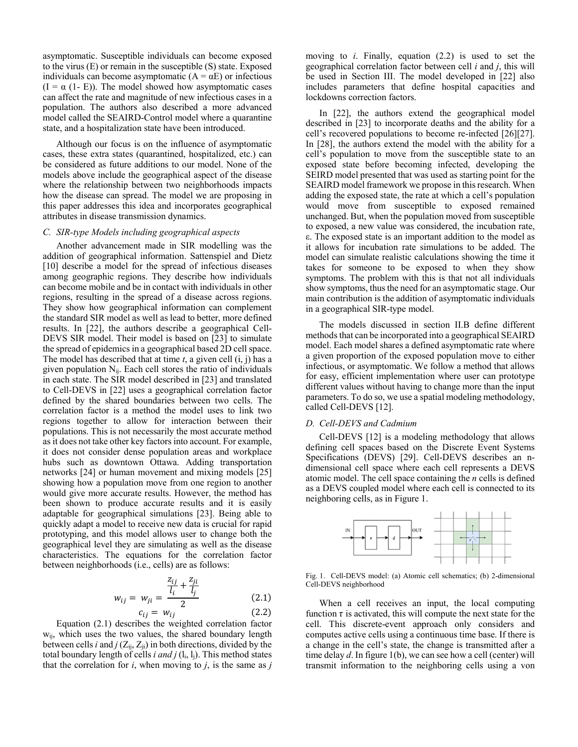asymptomatic. Susceptible individuals can become exposed to the virus (E) or remain in the susceptible (S) state. Exposed individuals can become asymptomatic ($A = \alpha E$) or infectious ($I = \alpha$ (1- E)). The model showed how asymptomatic cases can affect the rate and magnitude of new infectious cases in a population. The authors also described a more advanced model called the SEAIRD-Control model where a quarantine state, and a hospitalization state have been introduced.

Although our focus is on the influence of asymptomatic cases, these extra states (quarantined, hospitalized, etc.) can be considered as future additions to our model. None of the models above include the geographical aspect of the disease where the relationship between two neighborhoods impacts how the disease can spread. The model we are proposing in this paper addresses this idea and incorporates geographical attributes in disease transmission dynamics.

### *C. SIR-type Models including geographical aspects*

Another advancement made in SIR modelling was the addition of geographical information. Sattenspiel and Dietz [10] describe a model for the spread of infectious diseases among geographic regions. They describe how individuals can become mobile and be in contact with individuals in other regions, resulting in the spread of a disease across regions. They show how geographical information can complement the standard SIR model as well as lead to better, more defined results. In [22], the authors describe a geographical Cell-DEVS SIR model. Their model is based on [23] to simulate the spread of epidemics in a geographical based 2D cell space. The model has described that at time $t$, a given cell (i, j) has a given population $N_{ij}$. Each cell stores the ratio of individuals in each state. The SIR model described in [23] and translated to Cell-DEVS in [22] uses a geographical correlation factor defined by the shared boundaries between two cells. The correlation factor is a method the model uses to link two regions together to allow for interaction between their populations. This is not necessarily the most accurate method as it does not take other key factors into account. For example, it does not consider dense population areas and workplace hubs such as downtown Ottawa. Adding transportation networks [24] or human movement and mixing models [25] showing how a population move from one region to another would give more accurate results. However, the method has been shown to produce accurate results and it is easily adaptable for geographical simulations [23]. Being able to quickly adapt a model to receive new data is crucial for rapid prototyping, and this model allows user to change both the geographical level they are simulating as well as the disease characteristics. The equations for the correlation factor between neighborhoods (i.e., cells) are as follows:

$$w_{ij} = w_{ji} = \frac{\frac{z_{ij}}{l_i} + \frac{z_{ji}}{l_j}}{2} \tag{2.1}$$

$$c_{ij} = w_{ij} \tag{2.2}$$

Equation (2.1) describes the weighted correlation factor $w_{ij}$, which uses the two values, the shared boundary length between cells *i* and *j* ($Z_{ij}$, $Z_{ji}$) in both directions, divided by the total boundary length of cells *i and j* ($l_i$, $l_j$). This method states that the correlation for *i*, when moving to *j*, is the same as *j* moving to *i*. Finally, equation (2.2) is used to set the geographical correlation factor between cell *i* and *j*, this will be used in Section III. The model developed in [22] also includes parameters that define hospital capacities and lockdowns correction factors.

In [22], the authors extend the geographical model described in [23] to incorporate deaths and the ability for a cell's recovered populations to become re-infected [26][27]. In [28], the authors extend the model with the ability for a cell's population to move from the susceptible state to an exposed state before becoming infected, developing the SEIRD model presented that was used as starting point for the SEAIRD model framework we propose in this research. When adding the exposed state, the rate at which a cell's population would move from susceptible to exposed remained unchanged. But, when the population moved from susceptible to exposed, a new value was considered, the incubation rate, ε. The exposed state is an important addition to the model as it allows for incubation rate simulations to be added. The model can simulate realistic calculations showing the time it takes for someone to be exposed to when they show symptoms. The problem with this is that not all individuals show symptoms, thus the need for an asymptomatic stage. Our main contribution is the addition of asymptomatic individuals in a geographical SIR-type model.

The models discussed in section II.B define different methods that can be incorporated into a geographical SEAIRD model. Each model shares a defined asymptomatic rate where a given proportion of the exposed population move to either infectious, or asymptomatic. We follow a method that allows for easy, efficient implementation where user can prototype different values without having to change more than the input parameters. To do so, we use a spatial modeling methodology, called Cell-DEVS [12].

### *D. Cell-DEVS and Cadmium*

Cell-DEVS [12] is a modeling methodology that allows defining cell spaces based on the Discrete Event Systems Specifications (DEVS) [29]. Cell-DEVS describes an n-dimensional cell space where each cell represents a DEVS atomic model. The cell space containing the *n* cells is defined as a DEVS coupled model where each cell is connected to its neighboring cells, as in Figure 1.

Fig. 1. Cell-DEVS model: (a) Atomic cell schematics; (b) 2-dimensional Cell-DEVS neighborhood

When a cell receives an input, the local computing function $\tau$ is activated, this will compute the next state for the cell. This discrete-event approach only considers and computes active cells using a continuous time base. If there is a change in the cell's state, the change is transmitted after a time delay *d*. In figure 1(b), we can see how a cell (center) will transmit information to the neighboring cells using a von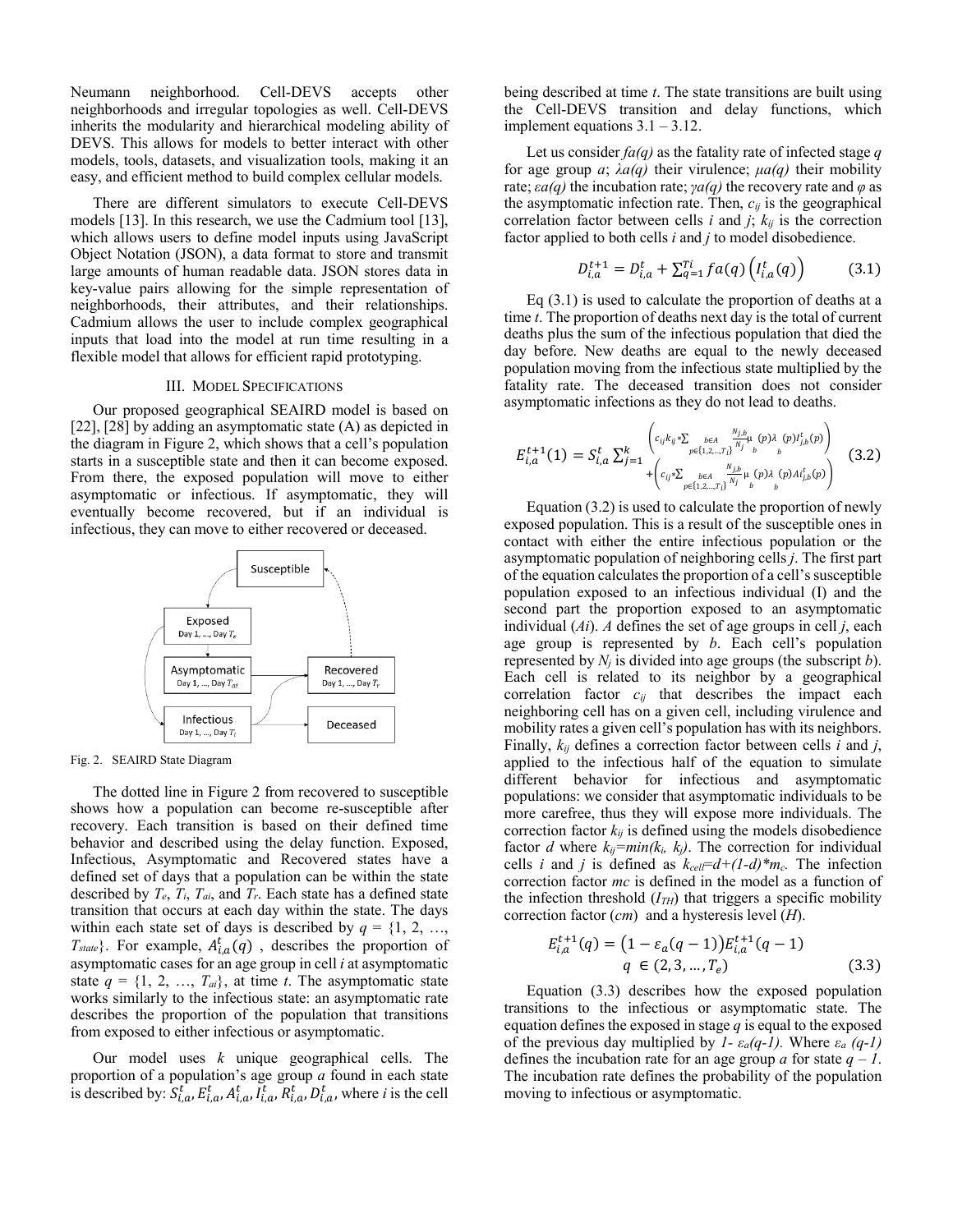Neumann neighborhood. Cell-DEVS accepts other neighborhoods and irregular topologies as well. Cell-DEVS inherits the modularity and hierarchical modeling ability of DEVS. This allows for models to better interact with other models, tools, datasets, and visualization tools, making it an easy, and efficient method to build complex cellular models.

There are different simulators to execute Cell-DEVS models [13]. In this research, we use the Cadmium tool [13], which allows users to define model inputs using JavaScript Object Notation (JSON), a data format to store and transmit large amounts of human readable data. JSON stores data in key-value pairs allowing for the simple representation of neighborhoods, their attributes, and their relationships. Cadmium allows the user to include complex geographical inputs that load into the model at run time resulting in a flexible model that allows for efficient rapid prototyping.

## III. Model Specifications

Our proposed geographical SEAIRD model is based on [22], [28] by adding an asymptomatic state (A) as depicted in the diagram in Figure 2, which shows that a cell's population starts in a susceptible state and then it can become exposed. From there, the exposed population will move to either asymptomatic or infectious. If asymptomatic, they will eventually become recovered, but if an individual is infectious, they can move to either recovered or deceased.

Fig. 2. SEAIRD State Diagram

The dotted line in Figure 2 from recovered to susceptible shows how a population can become re-susceptible after recovery. Each transition is based on their defined time behavior and described using the delay function. Exposed, Infectious, Asymptomatic and Recovered states have a defined set of days that a population can be within the state described by $T_e$, $T_i$, $T_{ai}$, and $T_r$. Each state has a defined state transition that occurs at each day within the state. The days within each state set of days is described by $q = \{1, 2, \ldots, T_{state}\}$. For example, $A_{i,a}^t(q)$ , describes the proportion of asymptomatic cases for an age group in cell $i$ at asymptomatic state $q = \{1, 2, \ldots, T_{ai}\}$, at time $t$. The asymptomatic state works similarly to the infectious state: an asymptomatic rate describes the proportion of the population that transitions from exposed to either infectious or asymptomatic.

Our model uses $k$ unique geographical cells. The proportion of a population's age group $a$ found in each state is described by: $S_{i,a}^t, E_{i,a}^t, A_{i,a}^t, I_{i,a}^t, R_{i,a}^t, D_{i,a}^t$, where $i$ is the cell being described at time $t$. The state transitions are built using the Cell-DEVS transition and delay functions, which implement equations 3.1 – 3.12.

Let us consider $fa(q)$ as the fatality rate of infected stage $q$ for age group $a$; $\lambda a(q)$ their virulence; $\mu a(q)$ their mobility rate; $\varepsilon a(q)$ the incubation rate; $\gamma a(q)$ the recovery rate and $\varphi$ as the asymptomatic infection rate. Then, $c_{ij}$ is the geographical correlation factor between cells $i$ and $j$; $k_{ij}$ is the correction factor applied to both cells $i$ and $j$ to model disobedience.

$$D_{i,a}^{t+1} = D_{i,a}^t + \sum_{q=1}^{Ti} fa(q)\left(I_{i,a}^t(q)\right) \tag{3.1}$$

Eq (3.1) is used to calculate the proportion of deaths at a time $t$. The proportion of deaths next day is the total of current deaths plus the sum of the infectious population that died the day before. New deaths are equal to the newly deceased population moving from the infectious state multiplied by the fatality rate. The deceased transition does not consider asymptomatic infections as they do not lead to deaths.

$$E_{i,a}^{t+1}(1) = S_{i,a}^t \sum_{j=1}^{k} \begin{pmatrix} c_{ij}k_{ij} * \sum_{\substack{b\in A \\ p\in\{1,2,\ldots,T_i\}}} \frac{N_{j,b}}{N_j} \mu_b(p)\lambda_b(p) I_{j,b}^t(p) \\ + c_{ij} * \sum_{\substack{b\in A \\ p\in\{1,2,\ldots,T_i\}}} \frac{N_{j,b}}{N_j} \mu_b(p)\lambda_b(p) Ai_{j,b}^t(p) \end{pmatrix} \tag{3.2}$$

Equation (3.2) is used to calculate the proportion of newly exposed population. This is a result of the susceptible ones in contact with either the entire infectious population or the asymptomatic population of neighboring cells $j$. The first part of the equation calculates the proportion of a cell's susceptible population exposed to an infectious individual (I) and the second part the proportion exposed to an asymptomatic individual ($Ai$). $A$ defines the set of age groups in cell $j$, each age group is represented by $b$. Each cell's population represented by $N_j$ is divided into age groups (the subscript $b$). Each cell is related to its neighbor by a geographical correlation factor $c_{ij}$ that describes the impact each neighboring cell has on a given cell, including virulence and mobility rates a given cell's population has with its neighbors. Finally, $k_{ij}$ defines a correction factor between cells $i$ and $j$, applied to the infectious half of the equation to simulate different behavior for infectious and asymptomatic populations: we consider that asymptomatic individuals to be more carefree, thus they will expose more individuals. The correction factor $k_{ij}$ is defined using the models disobedience factor $d$ where $k_{ij}=min(k_i, k_j)$. The correction for individual cells $i$ and $j$ is defined as $k_{cell}=d+(1-d)*m_c$. The infection correction factor $mc$ is defined in the model as a function of the infection threshold ($I_{TH}$) that triggers a specific mobility correction factor ($cm$) and a hysteresis level ($H$).

$$E_{i,a}^{t+1}(q) = \left(1 - \varepsilon_a(q-1)\right)E_{i,a}^{t+1}(q-1) \qquad q \in (2, 3, \ldots, T_e) \tag{3.3}$$

Equation (3.3) describes how the exposed population transitions to the infectious or asymptomatic state. The equation defines the exposed in stage $q$ is equal to the exposed of the previous day multiplied by $1-\varepsilon_a(q-1)$. Where $\varepsilon_a(q-1)$ defines the incubation rate for an age group $a$ for state $q-1$. The incubation rate defines the probability of the population moving to infectious or asymptomatic.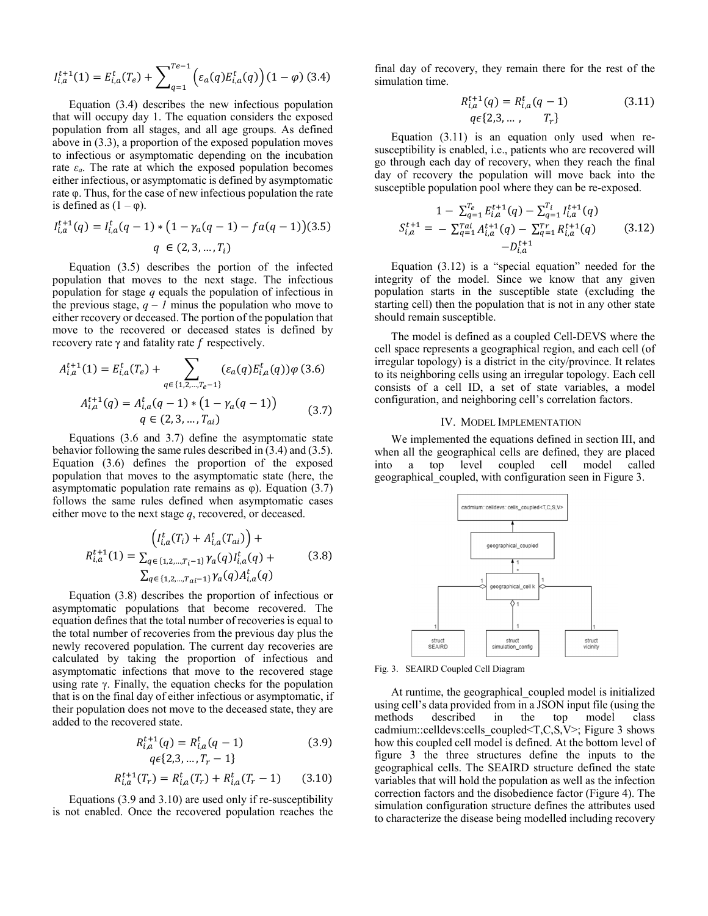$$I_{i,a}^{t+1}(1) = E_{i,a}^{t}(T_e) + \sum_{q=1}^{Te-1}\left(\varepsilon_a(q)E_{i,a}^{t}(q)\right)(1-\varphi) \quad (3.4)$$

Equation (3.4) describes the new infectious population that will occupy day 1. The equation considers the exposed population from all stages, and all age groups. As defined above in (3.3), a proportion of the exposed population moves to infectious or asymptomatic depending on the incubation rate $\varepsilon_a$. The rate at which the exposed population becomes either infectious, or asymptomatic is defined by asymptomatic rate φ. Thus, for the case of new infectious population the rate is defined as (1 – φ).

$$I_{i,a}^{t+1}(q) = I_{i,a}^{t}(q-1) * \left(1-\gamma_a(q-1) - fa(q-1)\right) \quad (3.5)$$
$$q \in (2,3,\dots,T_i)$$

Equation (3.5) describes the portion of the infected population that moves to the next stage. The infectious population for stage $q$ equals the population of infectious in the previous stage, $q-1$ minus the population who move to either recovery or deceased. The portion of the population that move to the recovered and deceased states is defined by recovery rate γ and fatality rate $f$ respectively.

$$A_{i,a}^{t+1}(1) = E_{i,a}^{t}(T_e) + \sum_{q\in\{1,2,\dots,T_e-1\}}\left(\varepsilon_a(q)E_{i,a}^{t}(q)\right)\varphi \quad (3.6)$$

$$A_{i,a}^{t+1}(q) = A_{i,a}^{t}(q-1) * \left(1-\gamma_a(q-1)\right) \quad (3.7)$$
$$q \in (2,3,\dots,T_{ai})$$

Equations (3.6 and 3.7) define the asymptomatic state behavior following the same rules described in (3.4) and (3.5). Equation (3.6) defines the proportion of the exposed population that moves to the asymptomatic state (here, the asymptomatic population rate remains as φ). Equation (3.7) follows the same rules defined when asymptomatic cases either move to the next stage $q$, recovered, or deceased.

$$R_{i,a}^{t+1}(1) = \begin{matrix}\left(I_{i,a}^{t}(T_i) + A_{i,a}^{t}(T_{ai})\right) + \\ \sum_{q\in\{1,2,\dots,T_i-1\}}\gamma_a(q)I_{i,a}^{t}(q) + \\ \sum_{q\in\{1,2,\dots,T_{ai}-1\}}\gamma_a(q)A_{i,a}^{t}(q)\end{matrix} \quad (3.8)$$

Equation (3.8) describes the proportion of infectious or asymptomatic populations that become recovered. The equation defines that the total number of recoveries is equal to the total number of recoveries from the previous day plus the newly recovered population. The current day recoveries are calculated by taking the proportion of infectious and asymptomatic infections that move to the recovered stage using rate γ. Finally, the equation checks for the population that is on the final day of either infectious or asymptomatic, if their population does not move to the deceased state, they are added to the recovered state.

$$R_{i,a}^{t+1}(q) = R_{i,a}^{t}(q-1) \quad (3.9)$$
$$q\epsilon\{2,3,\dots,T_r-1\}$$

$$R_{i,a}^{t+1}(T_r) = R_{i,a}^{t}(T_r) + R_{i,a}^{t}(T_r-1) \quad (3.10)$$

Equations (3.9 and 3.10) are used only if re-susceptibility is not enabled. Once the recovered population reaches the final day of recovery, they remain there for the rest of the simulation time.

$$R_{i,a}^{t+1}(q) = R_{i,a}^{t}(q-1) \quad (3.11)$$
$$q\epsilon\{2,3,\dots,\quad T_r\}$$

Equation (3.11) is an equation only used when re-susceptibility is enabled, i.e., patients who are recovered will go through each day of recovery, when they reach the final day of recovery the population will move back into the susceptible population pool where they can be re-exposed.

$$S_{i,a}^{t+1} = \begin{matrix}1 - \sum_{q=1}^{T_e}E_{i,a}^{t+1}(q) - \sum_{q=1}^{T_i}I_{i,a}^{t+1}(q) \\ -\sum_{q=1}^{Tai}A_{i,a}^{t+1}(q) - \sum_{q=1}^{Tr}R_{i,a}^{t+1}(q) \\ -D_{i,a}^{t+1}\end{matrix} \quad (3.12)$$

Equation (3.12) is a "special equation" needed for the integrity of the model. Since we know that any given population starts in the susceptible state (excluding the starting cell) then the population that is not in any other state should remain susceptible.

The model is defined as a coupled Cell-DEVS where the cell space represents a geographical region, and each cell (of irregular topology) is a district in the city/province. It relates to its neighboring cells using an irregular topology. Each cell consists of a cell ID, a set of state variables, a model configuration, and neighboring cell's correlation factors.

## IV. Model Implementation

We implemented the equations defined in section III, and when all the geographical cells are defined, they are placed into a top level coupled cell model called geographical_coupled, with configuration seen in Figure 3.

Fig. 3. SEAIRD Coupled Cell Diagram

At runtime, the geographical_coupled model is initialized using cell's data provided from in a JSON input file (using the methods described in the top model class cadmium::celldevs:cells_coupled<T,C,S,V>; Figure 3 shows how this coupled cell model is defined. At the bottom level of figure 3 the three structures define the inputs to the geographical cells. The SEAIRD structure defined the state variables that will hold the population as well as the infection correction factors and the disobedience factor (Figure 4). The simulation configuration structure defines the attributes used to characterize the disease being modelled including recovery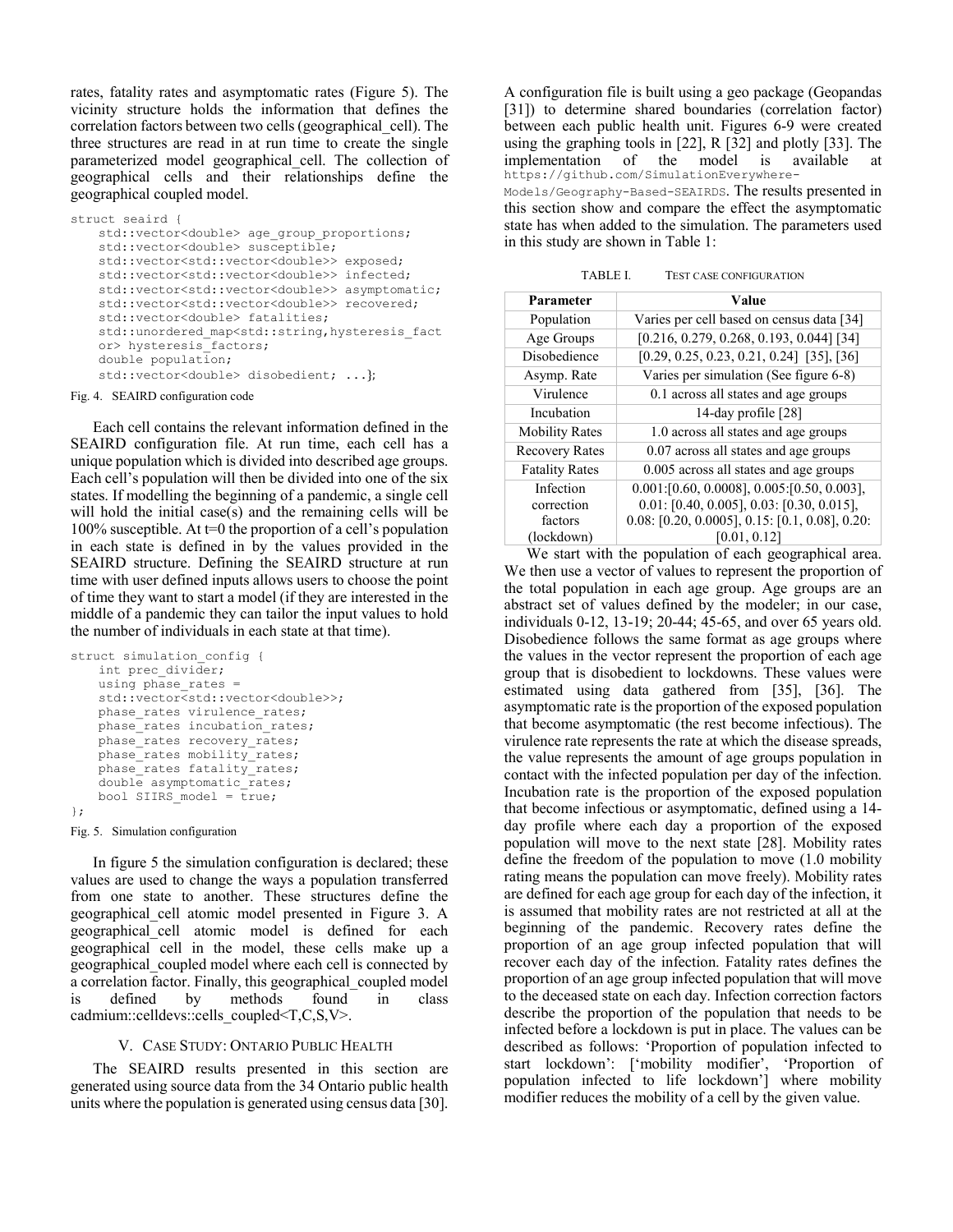rates, fatality rates and asymptomatic rates (Figure 5). The vicinity structure holds the information that defines the correlation factors between two cells (geographical_cell). The three structures are read in at run time to create the single parameterized model geographical_cell. The collection of geographical cells and their relationships define the geographical coupled model.

```
struct seaird {
    std::vector<double> age_group_proportions;
    std::vector<double> susceptible;
    std::vector<std::vector<double>> exposed;
    std::vector<std::vector<double>> infected;
    std::vector<std::vector<double>> asymptomatic;
    std::vector<std::vector<double>> recovered;
    std::vector<double> fatalities;
    std::unordered_map<std::string,hysteresis_fact
    or> hysteresis_factors;
    double population;
    std::vector<double> disobedient; ...};
```

Fig. 4. SEAIRD configuration code

Each cell contains the relevant information defined in the SEAIRD configuration file. At run time, each cell has a unique population which is divided into described age groups. Each cell's population will then be divided into one of the six states. If modelling the beginning of a pandemic, a single cell will hold the initial case(s) and the remaining cells will be 100% susceptible. At t=0 the proportion of a cell's population in each state is defined in by the values provided in the SEAIRD structure. Defining the SEAIRD structure at run time with user defined inputs allows users to choose the point of time they want to start a model (if they are interested in the middle of a pandemic they can tailor the input values to hold the number of individuals in each state at that time).

```
struct simulation_config {
    int prec_divider;
    using phase_rates =
    std::vector<std::vector<double>>;
    phase_rates virulence_rates;
    phase_rates incubation_rates;
    phase_rates recovery_rates;
    phase_rates mobility_rates;
    phase_rates fatality_rates;
    double asymptomatic_rates;
    bool SIIRS_model = true;
};
```

Fig. 5. Simulation configuration

In figure 5 the simulation configuration is declared; these values are used to change the ways a population transferred from one state to another. These structures define the geographical_cell atomic model presented in Figure 3. A geographical_cell atomic model is defined for each geographical cell in the model, these cells make up a geographical_coupled model where each cell is connected by a correlation factor. Finally, this geographical_coupled model is defined by methods found in class cadmium::celldevs::cells_coupled<T,C,S,V>.

## V. Case Study: Ontario Public Health

The SEAIRD results presented in this section are generated using source data from the 34 Ontario public health units where the population is generated using census data [30]. A configuration file is built using a geo package (Geopandas [31]) to determine shared boundaries (correlation factor) between each public health unit. Figures 6-9 were created using the graphing tools in [22], R [32] and plotly [33]. The implementation of the model is available at https://github.com/SimulationEverywhere-Models/Geography-Based-SEAIRDS. The results presented in this section show and compare the effect the asymptomatic state has when added to the simulation. The parameters used in this study are shown in Table 1:

TABLE I. Test case configuration

| Parameter | Value |
|---|---|
| Population | Varies per cell based on census data [34] |
| Age Groups | [0.216, 0.279, 0.268, 0.193, 0.044] [34] |
| Disobedience | [0.29, 0.25, 0.23, 0.21, 0.24] [35], [36] |
| Asymp. Rate | Varies per simulation (See figure 6-8) |
| Virulence | 0.1 across all states and age groups |
| Incubation | 14-day profile [28] |
| Mobility Rates | 1.0 across all states and age groups |
| Recovery Rates | 0.07 across all states and age groups |
| Fatality Rates | 0.005 across all states and age groups |
| Infection correction factors (lockdown) | 0.001:[0.60, 0.0008], 0.005:[0.50, 0.003], 0.01: [0.40, 0.005], 0.03: [0.30, 0.015], 0.08: [0.20, 0.0005], 0.15: [0.1, 0.08], 0.20: [0.01, 0.12] |

We start with the population of each geographical area. We then use a vector of values to represent the proportion of the total population in each age group. Age groups are an abstract set of values defined by the modeler; in our case, individuals 0-12, 13-19; 20-44; 45-65, and over 65 years old. Disobedience follows the same format as age groups where the values in the vector represent the proportion of each age group that is disobedient to lockdowns. These values were estimated using data gathered from [35], [36]. The asymptomatic rate is the proportion of the exposed population that become asymptomatic (the rest become infectious). The virulence rate represents the rate at which the disease spreads, the value represents the amount of age groups population in contact with the infected population per day of the infection. Incubation rate is the proportion of the exposed population that become infectious or asymptomatic, defined using a 14-day profile where each day a proportion of the exposed population will move to the next state [28]. Mobility rates define the freedom of the population to move (1.0 mobility rating means the population can move freely). Mobility rates are defined for each age group for each day of the infection, it is assumed that mobility rates are not restricted at all at the beginning of the pandemic. Recovery rates define the proportion of an age group infected population that will recover each day of the infection. Fatality rates defines the proportion of an age group infected population that will move to the deceased state on each day. Infection correction factors describe the proportion of the population that needs to be infected before a lockdown is put in place. The values can be described as follows: 'Proportion of population infected to start lockdown': ['mobility modifier', 'Proportion of population infected to life lockdown'] where mobility modifier reduces the mobility of a cell by the given value.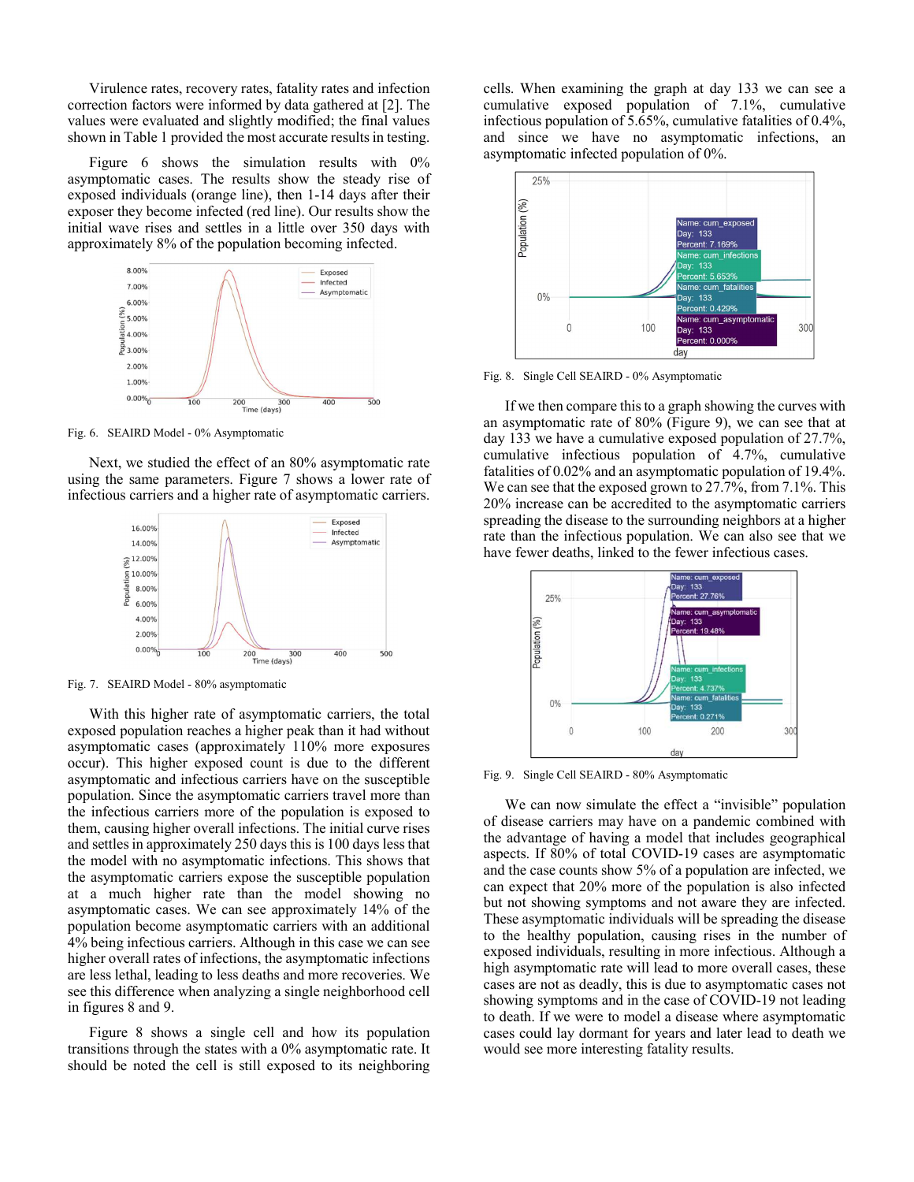Virulence rates, recovery rates, fatality rates and infection correction factors were informed by data gathered at [2]. The values were evaluated and slightly modified; the final values shown in Table 1 provided the most accurate results in testing.

Figure 6 shows the simulation results with 0% asymptomatic cases. The results show the steady rise of exposed individuals (orange line), then 1-14 days after their exposer they become infected (red line). Our results show the initial wave rises and settles in a little over 350 days with approximately 8% of the population becoming infected.

Fig. 6. SEAIRD Model - 0% Asymptomatic

Next, we studied the effect of an 80% asymptomatic rate using the same parameters. Figure 7 shows a lower rate of infectious carriers and a higher rate of asymptomatic carriers.

Fig. 7. SEAIRD Model - 80% asymptomatic

With this higher rate of asymptomatic carriers, the total exposed population reaches a higher peak than it had without asymptomatic cases (approximately 110% more exposures occur). This higher exposed count is due to the different asymptomatic and infectious carriers have on the susceptible population. Since the asymptomatic carriers travel more than the infectious carriers more of the population is exposed to them, causing higher overall infections. The initial curve rises and settles in approximately 250 days this is 100 days less that the model with no asymptomatic infections. This shows that the asymptomatic carriers expose the susceptible population at a much higher rate than the model showing no asymptomatic cases. We can see approximately 14% of the population become asymptomatic carriers with an additional 4% being infectious carriers. Although in this case we can see higher overall rates of infections, the asymptomatic infections are less lethal, leading to less deaths and more recoveries. We see this difference when analyzing a single neighborhood cell in figures 8 and 9.

Figure 8 shows a single cell and how its population transitions through the states with a 0% asymptomatic rate. It should be noted the cell is still exposed to its neighboring cells. When examining the graph at day 133 we can see a cumulative exposed population of 7.1%, cumulative infectious population of 5.65%, cumulative fatalities of 0.4%, and since we have no asymptomatic infections, an asymptomatic infected population of 0%.

Fig. 8. Single Cell SEAIRD - 0% Asymptomatic

If we then compare this to a graph showing the curves with an asymptomatic rate of 80% (Figure 9), we can see that at day 133 we have a cumulative exposed population of 27.7%, cumulative infectious population of 4.7%, cumulative fatalities of 0.02% and an asymptomatic population of 19.4%. We can see that the exposed grown to 27.7%, from 7.1%. This 20% increase can be accredited to the asymptomatic carriers spreading the disease to the surrounding neighbors at a higher rate than the infectious population. We can also see that we have fewer deaths, linked to the fewer infectious cases.

Fig. 9. Single Cell SEAIRD - 80% Asymptomatic

We can now simulate the effect a "invisible" population of disease carriers may have on a pandemic combined with the advantage of having a model that includes geographical aspects. If 80% of total COVID-19 cases are asymptomatic and the case counts show 5% of a population are infected, we can expect that 20% more of the population is also infected but not showing symptoms and not aware they are infected. These asymptomatic individuals will be spreading the disease to the healthy population, causing rises in the number of exposed individuals, resulting in more infectious. Although a high asymptomatic rate will lead to more overall cases, these cases are not as deadly, this is due to asymptomatic cases not showing symptoms and in the case of COVID-19 not leading to death. If we were to model a disease where asymptomatic cases could lay dormant for years and later lead to death we would see more interesting fatality results.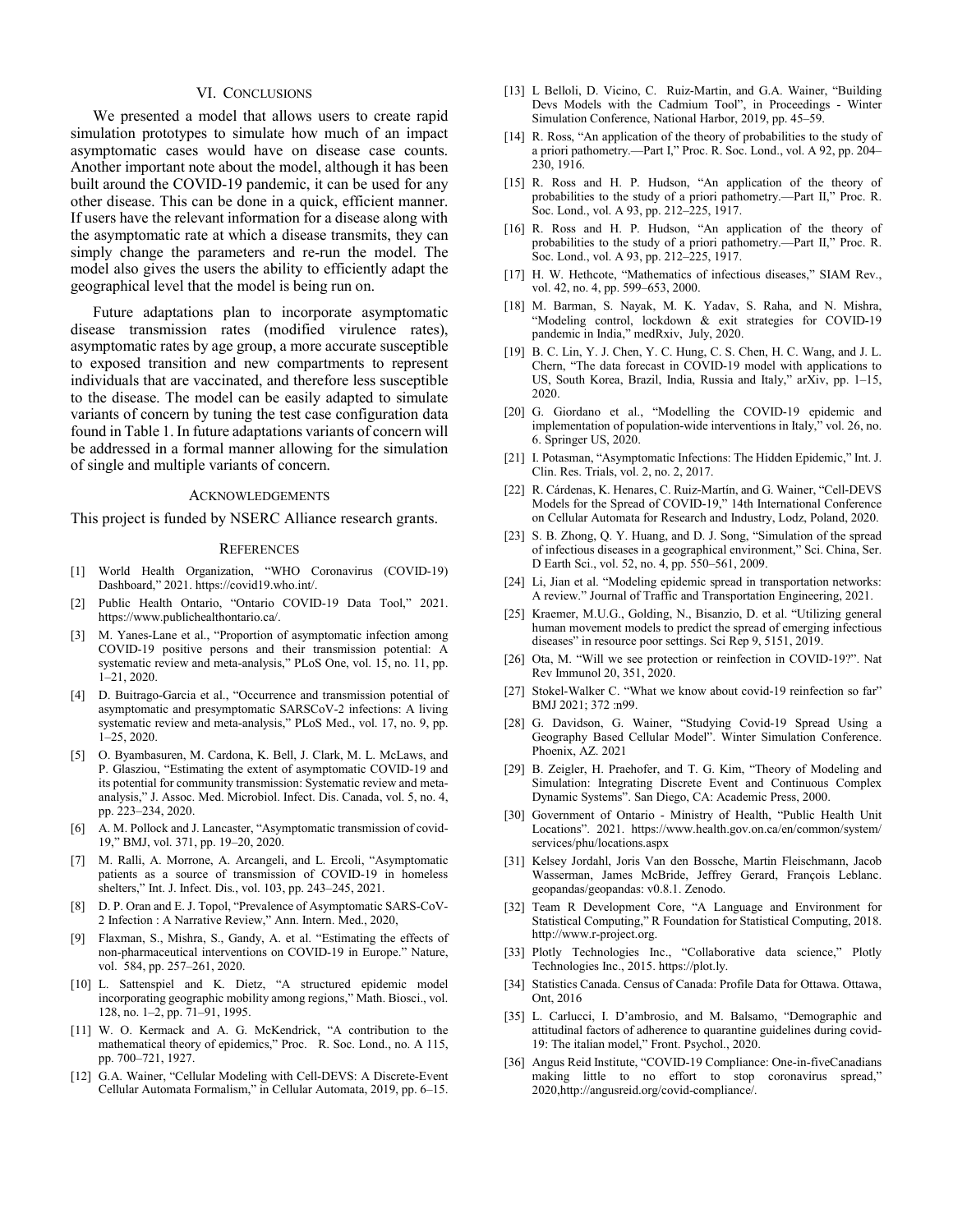## VI. CONCLUSIONS

We presented a model that allows users to create rapid simulation prototypes to simulate how much of an impact asymptomatic cases would have on disease case counts. Another important note about the model, although it has been built around the COVID-19 pandemic, it can be used for any other disease. This can be done in a quick, efficient manner. If users have the relevant information for a disease along with the asymptomatic rate at which a disease transmits, they can simply change the parameters and re-run the model. The model also gives the users the ability to efficiently adapt the geographical level that the model is being run on.

Future adaptations plan to incorporate asymptomatic disease transmission rates (modified virulence rates), asymptomatic rates by age group, a more accurate susceptible to exposed transition and new compartments to represent individuals that are vaccinated, and therefore less susceptible to the disease. The model can be easily adapted to simulate variants of concern by tuning the test case configuration data found in Table 1. In future adaptations variants of concern will be addressed in a formal manner allowing for the simulation of single and multiple variants of concern.

## ACKNOWLEDGEMENTS

This project is funded by NSERC Alliance research grants.

## REFERENCES

[1] World Health Organization, "WHO Coronavirus (COVID-19) Dashboard," 2021. https://covid19.who.int/.

[2] Public Health Ontario, "Ontario COVID-19 Data Tool," 2021. https://www.publichealthontario.ca/.

[3] M. Yanes-Lane et al., "Proportion of asymptomatic infection among COVID-19 positive persons and their transmission potential: A systematic review and meta-analysis," PLoS One, vol. 15, no. 11, pp. 1–21, 2020.

[4] D. Buitrago-Garcia et al., "Occurrence and transmission potential of asymptomatic and presymptomatic SARSCoV-2 infections: A living systematic review and meta-analysis," PLoS Med., vol. 17, no. 9, pp. 1–25, 2020.

[5] O. Byambasuren, M. Cardona, K. Bell, J. Clark, M. L. McLaws, and P. Glasziou, "Estimating the extent of asymptomatic COVID-19 and its potential for community transmission: Systematic review and meta-analysis," J. Assoc. Med. Microbiol. Infect. Dis. Canada, vol. 5, no. 4, pp. 223–234, 2020.

[6] A. M. Pollock and J. Lancaster, "Asymptomatic transmission of covid-19," BMJ, vol. 371, pp. 19–20, 2020.

[7] M. Ralli, A. Morrone, A. Arcangeli, and L. Ercoli, "Asymptomatic patients as a source of transmission of COVID-19 in homeless shelters," Int. J. Infect. Dis., vol. 103, pp. 243–245, 2021.

[8] D. P. Oran and E. J. Topol, "Prevalence of Asymptomatic SARS-CoV-2 Infection : A Narrative Review," Ann. Intern. Med., 2020,

[9] Flaxman, S., Mishra, S., Gandy, A. et al. "Estimating the effects of non-pharmaceutical interventions on COVID-19 in Europe." Nature, vol. 584, pp. 257–261, 2020.

[10] L. Sattenspiel and K. Dietz, "A structured epidemic model incorporating geographic mobility among regions," Math. Biosci., vol. 128, no. 1–2, pp. 71–91, 1995.

[11] W. O. Kermack and A. G. McKendrick, "A contribution to the mathematical theory of epidemics," Proc. R. Soc. Lond., no. A 115, pp. 700–721, 1927.

[12] G.A. Wainer, "Cellular Modeling with Cell-DEVS: A Discrete-Event Cellular Automata Formalism," in Cellular Automata, 2019, pp. 6–15.

[13] L Belloli, D. Vicino, C. Ruiz-Martin, and G.A. Wainer, "Building Devs Models with the Cadmium Tool", in Proceedings - Winter Simulation Conference, National Harbor, 2019, pp. 45–59.

[14] R. Ross, "An application of the theory of probabilities to the study of a priori pathometry.—Part I," Proc. R. Soc. Lond., vol. A 92, pp. 204–230, 1916.

[15] R. Ross and H. P. Hudson, "An application of the theory of probabilities to the study of a priori pathometry.—Part II," Proc. R. Soc. Lond., vol. A 93, pp. 212–225, 1917.

[16] R. Ross and H. P. Hudson, "An application of the theory of probabilities to the study of a priori pathometry.—Part II," Proc. R. Soc. Lond., vol. A 93, pp. 212–225, 1917.

[17] H. W. Hethcote, "Mathematics of infectious diseases," SIAM Rev., vol. 42, no. 4, pp. 599–653, 2000.

[18] M. Barman, S. Nayak, M. K. Yadav, S. Raha, and N. Mishra, "Modeling control, lockdown & exit strategies for COVID-19 pandemic in India," medRxiv, July, 2020.

[19] B. C. Lin, Y. J. Chen, Y. C. Hung, C. S. Chen, H. C. Wang, and J. L. Chern, "The data forecast in COVID-19 model with applications to US, South Korea, Brazil, India, Russia and Italy," arXiv, pp. 1–15, 2020.

[20] G. Giordano et al., "Modelling the COVID-19 epidemic and implementation of population-wide interventions in Italy," vol. 26, no. 6. Springer US, 2020.

[21] I. Potasman, "Asymptomatic Infections: The Hidden Epidemic," Int. J. Clin. Res. Trials, vol. 2, no. 2, 2017.

[22] R. Cárdenas, K. Henares, C. Ruiz-Martín, and G. Wainer, "Cell-DEVS Models for the Spread of COVID-19," 14th International Conference on Cellular Automata for Research and Industry, Lodz, Poland, 2020.

[23] S. B. Zhong, Q. Y. Huang, and D. J. Song, "Simulation of the spread of infectious diseases in a geographical environment," Sci. China, Ser. D Earth Sci., vol. 52, no. 4, pp. 550–561, 2009.

[24] Li, Jian et al. "Modeling epidemic spread in transportation networks: A review." Journal of Traffic and Transportation Engineering, 2021.

[25] Kraemer, M.U.G., Golding, N., Bisanzio, D. et al. "Utilizing general human movement models to predict the spread of emerging infectious diseases" in resource poor settings. Sci Rep 9, 5151, 2019.

[26] Ota, M. "Will we see protection or reinfection in COVID-19?". Nat Rev Immunol 20, 351, 2020.

[27] Stokel-Walker C. "What we know about covid-19 reinfection so far" BMJ 2021; 372 :n99.

[28] G. Davidson, G. Wainer, "Studying Covid-19 Spread Using a Geography Based Cellular Model". Winter Simulation Conference. Phoenix, AZ. 2021

[29] B. Zeigler, H. Praehofer, and T. G. Kim, "Theory of Modeling and Simulation: Integrating Discrete Event and Continuous Complex Dynamic Systems". San Diego, CA: Academic Press, 2000.

[30] Government of Ontario - Ministry of Health, "Public Health Unit Locations". 2021. https://www.health.gov.on.ca/en/common/system/services/phu/locations.aspx

[31] Kelsey Jordahl, Joris Van den Bossche, Martin Fleischmann, Jacob Wasserman, James McBride, Jeffrey Gerard, François Leblanc. geopandas/geopandas: v0.8.1. Zenodo.

[32] Team R Development Core, "A Language and Environment for Statistical Computing," R Foundation for Statistical Computing, 2018. http://www.r-project.org.

[33] Plotly Technologies Inc., "Collaborative data science," Plotly Technologies Inc., 2015. https://plot.ly.

[34] Statistics Canada. Census of Canada: Profile Data for Ottawa. Ottawa, Ont, 2016

[35] L. Carlucci, I. D'ambrosio, and M. Balsamo, "Demographic and attitudinal factors of adherence to quarantine guidelines during covid-19: The italian model," Front. Psychol., 2020.

[36] Angus Reid Institute, "COVID-19 Compliance: One-in-fiveCanadians making little to no effort to stop coronavirus spread," 2020,http://angusreid.org/covid-compliance/.